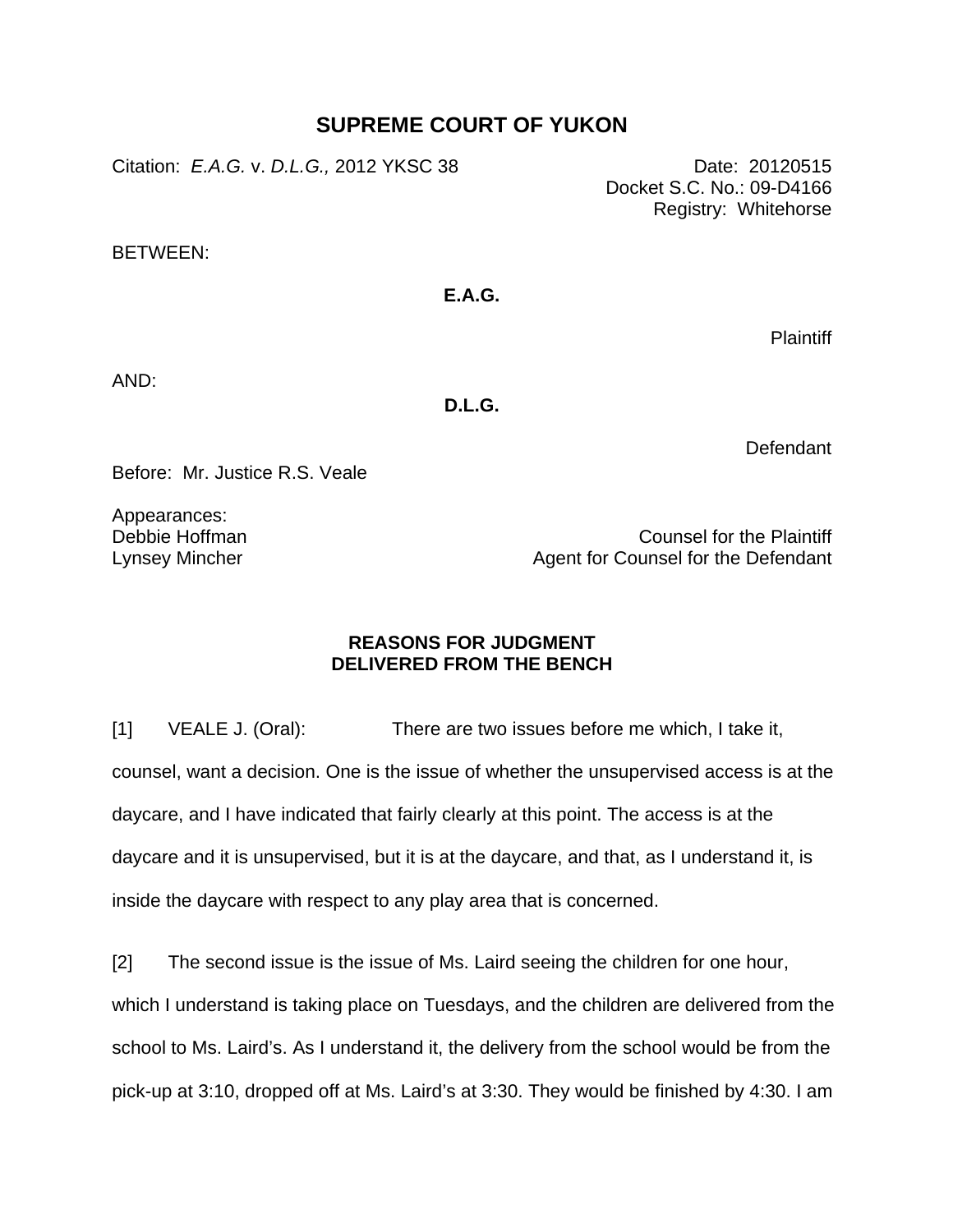# SUPREME COURT OF YUKON

Citation: *E.A.G.* v. *D.L.G.,* 2012 YKSC 38

Date: 20120515
Docket S.C. No.: 09-D4166
Registry: Whitehorse

BETWEEN:

**E.A.G.**

Plaintiff

AND:

**D.L.G.**

Defendant

Before: Mr. Justice R.S. Veale

Appearances:

Debbie Hoffman — Counsel for the Plaintiff
Lynsey Mincher — Agent for Counsel for the Defendant

**REASONS FOR JUDGMENT**
**DELIVERED FROM THE BENCH**

[1] VEALE J. (Oral): There are two issues before me which, I take it, counsel, want a decision. One is the issue of whether the unsupervised access is at the daycare, and I have indicated that fairly clearly at this point. The access is at the daycare and it is unsupervised, but it is at the daycare, and that, as I understand it, is inside the daycare with respect to any play area that is concerned.

[2] The second issue is the issue of Ms. Laird seeing the children for one hour, which I understand is taking place on Tuesdays, and the children are delivered from the school to Ms. Laird's. As I understand it, the delivery from the school would be from the pick-up at 3:10, dropped off at Ms. Laird's at 3:30. They would be finished by 4:30. I am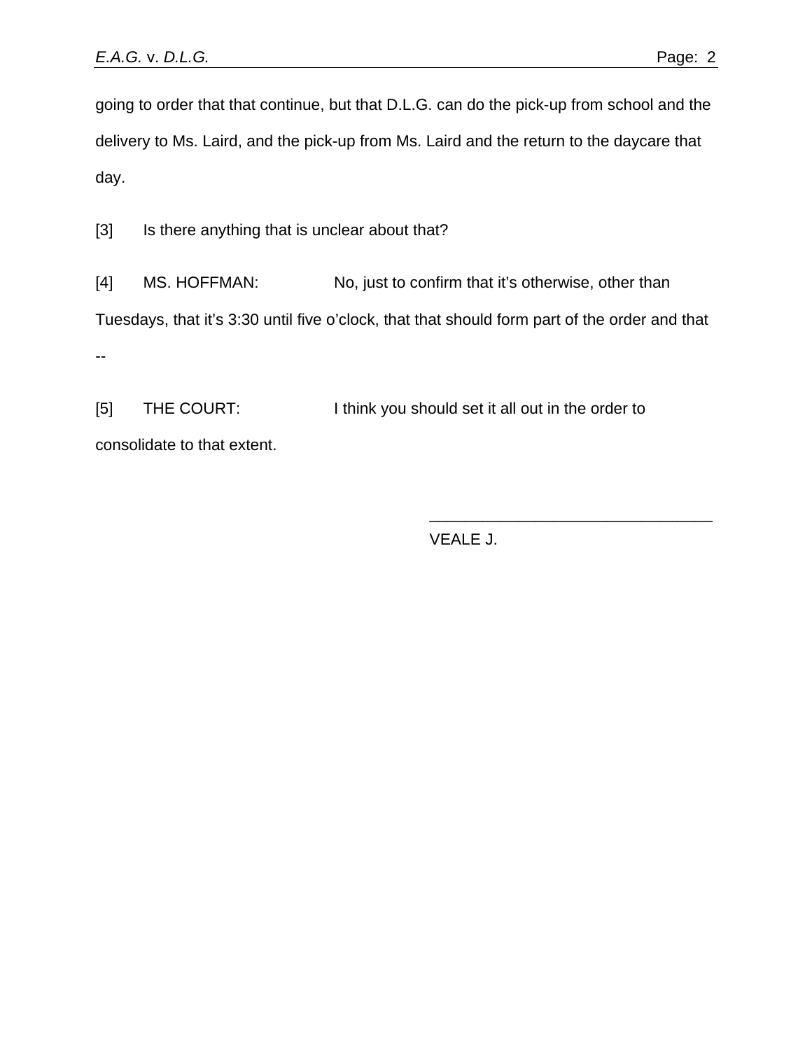going to order that that continue, but that D.L.G. can do the pick-up from school and the delivery to Ms. Laird, and the pick-up from Ms. Laird and the return to the daycare that day.

[3] Is there anything that is unclear about that?

[4] MS. HOFFMAN: No, just to confirm that it's otherwise, other than Tuesdays, that it's 3:30 until five o'clock, that that should form part of the order and that --

[5] THE COURT: I think you should set it all out in the order to consolidate to that extent.

\_\_\_\_\_\_\_\_\_\_\_\_\_\_\_\_\_\_\_\_\_\_\_\_\_\_\_\_\_\_\_\_

VEALE J.